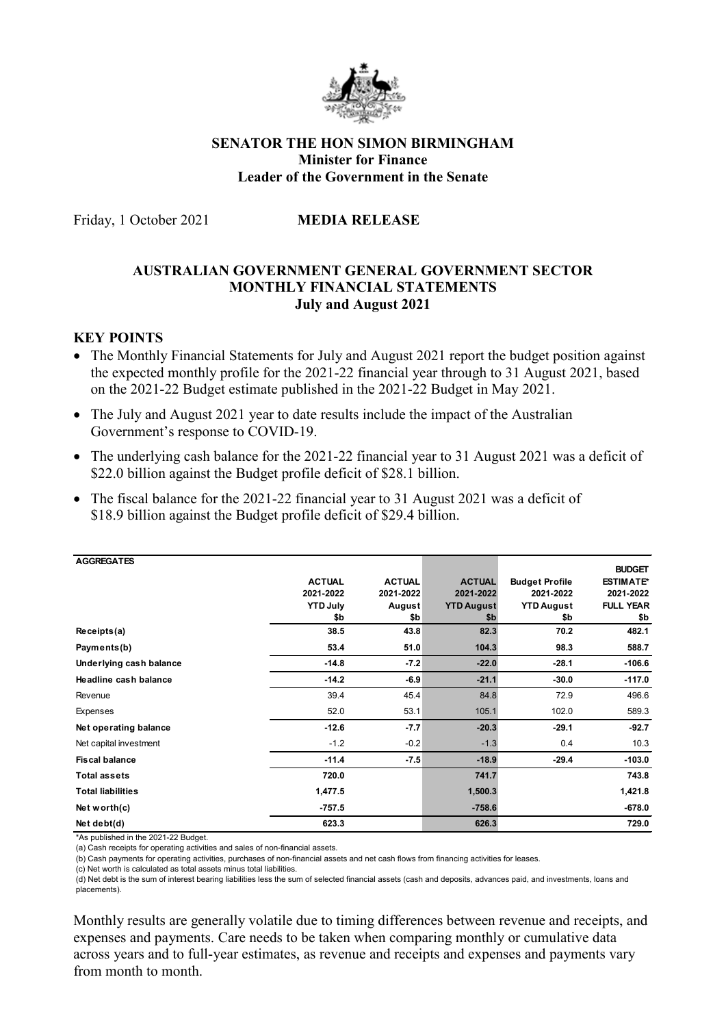**SENATOR THE HON SIMON BIRMINGHAM**
**Minister for Finance**
**Leader of the Government in the Senate**

Friday, 1 October 2021 **MEDIA RELEASE**

## AUSTRALIAN GOVERNMENT GENERAL GOVERNMENT SECTOR MONTHLY FINANCIAL STATEMENTS July and August 2021

### KEY POINTS

- The Monthly Financial Statements for July and August 2021 report the budget position against the expected monthly profile for the 2021-22 financial year through to 31 August 2021, based on the 2021-22 Budget estimate published in the 2021-22 Budget in May 2021.
- The July and August 2021 year to date results include the impact of the Australian Government's response to COVID-19.
- The underlying cash balance for the 2021-22 financial year to 31 August 2021 was a deficit of $22.0 billion against the Budget profile deficit of $28.1 billion.
- The fiscal balance for the 2021-22 financial year to 31 August 2021 was a deficit of $18.9 billion against the Budget profile deficit of $29.4 billion.

| AGGREGATES | ACTUAL 2021-2022 YTD July $b | ACTUAL 2021-2022 August $b | ACTUAL 2021-2022 YTD August $b | Budget Profile 2021-2022 YTD August $b | BUDGET ESTIMATE* 2021-2022 FULL YEAR $b |
|---|---|---|---|---|---|
| **Receipts(a)** | **38.5** | **43.8** | **82.3** | **70.2** | **482.1** |
| **Payments(b)** | **53.4** | **51.0** | **104.3** | **98.3** | **588.7** |
| **Underlying cash balance** | **-14.8** | **-7.2** | **-22.0** | **-28.1** | **-106.6** |
| **Headline cash balance** | **-14.2** | **-6.9** | **-21.1** | **-30.0** | **-117.0** |
| Revenue | 39.4 | 45.4 | 84.8 | 72.9 | 496.6 |
| Expenses | 52.0 | 53.1 | 105.1 | 102.0 | 589.3 |
| **Net operating balance** | **-12.6** | **-7.7** | **-20.3** | **-29.1** | **-92.7** |
| Net capital investment | -1.2 | -0.2 | -1.3 | 0.4 | 10.3 |
| **Fiscal balance** | **-11.4** | **-7.5** | **-18.9** | **-29.4** | **-103.0** |
| **Total assets** | **720.0** | | **741.7** | | **743.8** |
| **Total liabilities** | **1,477.5** | | **1,500.3** | | **1,421.8** |
| **Net worth(c)** | **-757.5** | | **-758.6** | | **-678.0** |
| **Net debt(d)** | **623.3** | | **626.3** | | **729.0** |

*As published in the 2021-22 Budget.

(a) Cash receipts for operating activities and sales of non-financial assets.

(b) Cash payments for operating activities, purchases of non-financial assets and net cash flows from financing activities for leases.

(c) Net worth is calculated as total assets minus total liabilities.

(d) Net debt is the sum of interest bearing liabilities less the sum of selected financial assets (cash and deposits, advances paid, and investments, loans and placements).

Monthly results are generally volatile due to timing differences between revenue and receipts, and expenses and payments. Care needs to be taken when comparing monthly or cumulative data across years and to full-year estimates, as revenue and receipts and expenses and payments vary from month to month.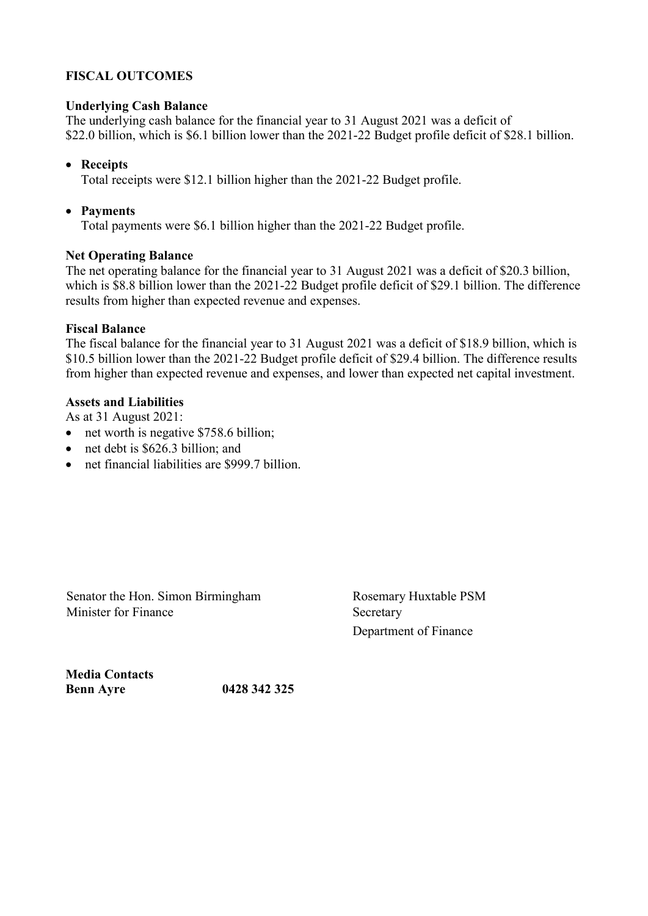## FISCAL OUTCOMES

### Underlying Cash Balance

The underlying cash balance for the financial year to 31 August 2021 was a deficit of $22.0 billion, which is $6.1 billion lower than the 2021-22 Budget profile deficit of $28.1 billion.

- **Receipts**
  Total receipts were $12.1 billion higher than the 2021-22 Budget profile.

- **Payments**
  Total payments were $6.1 billion higher than the 2021-22 Budget profile.

### Net Operating Balance

The net operating balance for the financial year to 31 August 2021 was a deficit of $20.3 billion, which is $8.8 billion lower than the 2021-22 Budget profile deficit of $29.1 billion. The difference results from higher than expected revenue and expenses.

### Fiscal Balance

The fiscal balance for the financial year to 31 August 2021 was a deficit of $18.9 billion, which is $10.5 billion lower than the 2021-22 Budget profile deficit of $29.4 billion. The difference results from higher than expected revenue and expenses, and lower than expected net capital investment.

### Assets and Liabilities

As at 31 August 2021:

- net worth is negative $758.6 billion;
- net debt is $626.3 billion; and
- net financial liabilities are $999.7 billion.

Senator the Hon. Simon Birmingham
Minister for Finance

Rosemary Huxtable PSM
Secretary
Department of Finance

**Media Contacts**
**Benn Ayre** **0428 342 325**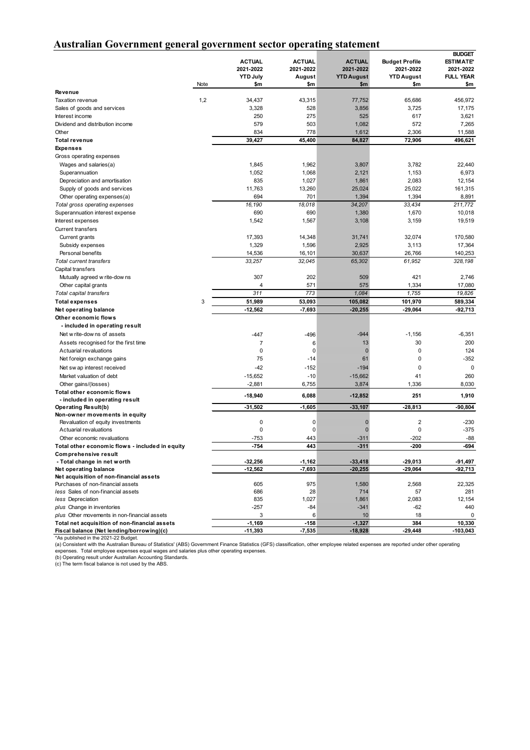# Australian Government general government sector operating statement

| | Note | ACTUAL 2021-2022 YTD July $m | ACTUAL 2021-2022 August $m | ACTUAL 2021-2022 YTD August $m | Budget Profile 2021-2022 YTD August $m | BUDGET ESTIMATE* 2021-2022 FULL YEAR $m |
|---|---|---|---|---|---|---|
| **Revenue** | | | | | | |
| Taxation revenue | 1,2 | 34,437 | 43,315 | 77,752 | 65,686 | 456,972 |
| Sales of goods and services | | 3,328 | 528 | 3,856 | 3,725 | 17,175 |
| Interest income | | 250 | 275 | 525 | 617 | 3,621 |
| Dividend and distribution income | | 579 | 503 | 1,082 | 572 | 7,265 |
| Other | | 834 | 778 | 1,612 | 2,306 | 11,588 |
| **Total revenue** | | **39,427** | **45,400** | **84,827** | **72,906** | **496,621** |
| **Expenses** | | | | | | |
| Gross operating expenses | | | | | | |
| Wages and salaries(a) | | 1,845 | 1,962 | 3,807 | 3,782 | 22,440 |
| Superannuation | | 1,052 | 1,068 | 2,121 | 1,153 | 6,973 |
| Depreciation and amortisation | | 835 | 1,027 | 1,861 | 2,083 | 12,154 |
| Supply of goods and services | | 11,763 | 13,260 | 25,024 | 25,022 | 161,315 |
| Other operating expenses(a) | | 694 | 701 | 1,394 | 1,394 | 8,891 |
| *Total gross operating expenses* | | *16,190* | *18,018* | *34,207* | *33,434* | *211,772* |
| Superannuation interest expense | | 690 | 690 | 1,380 | 1,670 | 10,018 |
| Interest expenses | | 1,542 | 1,567 | 3,108 | 3,159 | 19,519 |
| Current transfers | | | | | | |
| Current grants | | 17,393 | 14,348 | 31,741 | 32,074 | 170,580 |
| Subsidy expenses | | 1,329 | 1,596 | 2,925 | 3,113 | 17,364 |
| Personal benefits | | 14,536 | 16,101 | 30,637 | 26,766 | 140,253 |
| *Total current transfers* | | *33,257* | *32,045* | *65,302* | *61,952* | *328,198* |
| Capital transfers | | | | | | |
| Mutually agreed write-downs | | 307 | 202 | 509 | 421 | 2,746 |
| Other capital grants | | 4 | 571 | 575 | 1,334 | 17,080 |
| *Total capital transfers* | | *311* | *773* | *1,084* | *1,755* | *19,826* |
| **Total expenses** | 3 | **51,989** | **53,093** | **105,082** | **101,970** | **589,334** |
| **Net operating balance** | | **-12,562** | **-7,693** | **-20,255** | **-29,064** | **-92,713** |
| **Other economic flows** | | | | | | |
| **- included in operating result** | | | | | | |
| Net write-downs of assets | | -447 | -496 | -944 | -1,156 | -6,351 |
| Assets recognised for the first time | | 7 | 6 | 13 | 30 | 200 |
| Actuarial revaluations | | 0 | 0 | 0 | 0 | 124 |
| Net foreign exchange gains | | 75 | -14 | 61 | 0 | -352 |
| Net swap interest received | | -42 | -152 | -194 | 0 | 0 |
| Market valuation of debt | | -15,652 | -10 | -15,662 | 41 | 260 |
| Other gains/(losses) | | -2,881 | 6,755 | 3,874 | 1,336 | 8,030 |
| **Total other economic flows - included in operating result** | | **-18,940** | **6,088** | **-12,852** | **251** | **1,910** |
| **Operating Result(b)** | | **-31,502** | **-1,605** | **-33,107** | **-28,813** | **-90,804** |
| **Non-owner movements in equity** | | | | | | |
| Revaluation of equity investments | | 0 | 0 | 0 | 2 | -230 |
| Actuarial revaluations | | 0 | 0 | 0 | 0 | -375 |
| Other economic revaluations | | -753 | 443 | -311 | -202 | -88 |
| **Total other economic flows - included in equity** | | **-754** | **443** | **-311** | **-200** | **-694** |
| **Comprehensive result** | | | | | | |
| **- Total change in net worth** | | **-32,256** | **-1,162** | **-33,418** | **-29,013** | **-91,497** |
| **Net operating balance** | | **-12,562** | **-7,693** | **-20,255** | **-29,064** | **-92,713** |
| **Net acquisition of non-financial assets** | | | | | | |
| Purchases of non-financial assets | | 605 | 975 | 1,580 | 2,568 | 22,325 |
| *less* Sales of non-financial assets | | 686 | 28 | 714 | 57 | 281 |
| *less* Depreciation | | 835 | 1,027 | 1,861 | 2,083 | 12,154 |
| *plus* Change in inventories | | -257 | -84 | -341 | -62 | 440 |
| *plus* Other movements in non-financial assets | | 3 | 6 | 10 | 18 | 0 |
| **Total net acquisition of non-financial assets** | | **-1,169** | **-158** | **-1,327** | **384** | **10,330** |
| **Fiscal balance (Net lending/borrowing)(c)** | | **-11,393** | **-7,535** | **-18,928** | **-29,448** | **-103,043** |

*As published in the 2021-22 Budget.

(a) Consistent with the Australian Bureau of Statistics' (ABS) Government Finance Statistics (GFS) classification, other employee related expenses are reported under other operating expenses. Total employee expenses equal wages and salaries plus other operating expenses.

(b) Operating result under Australian Accounting Standards.

(c) The term fiscal balance is not used by the ABS.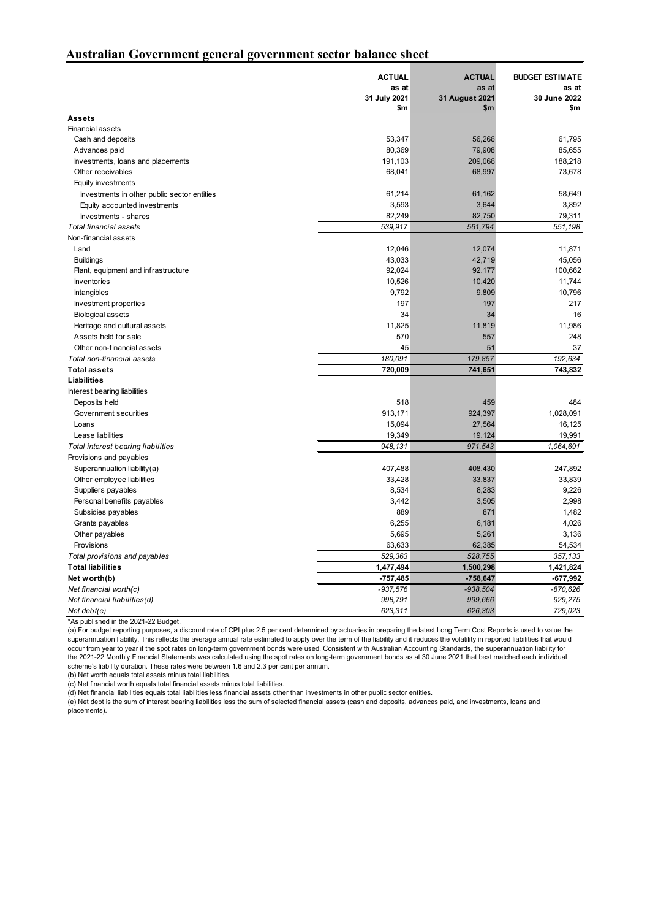# Australian Government general government sector balance sheet

| | ACTUAL as at 31 July 2021 $m | ACTUAL as at 31 August 2021 $m | BUDGET ESTIMATE as at 30 June 2022 $m |
|---|---|---|---|
| **Assets** | | | |
| Financial assets | | | |
| Cash and deposits | 53,347 | 56,266 | 61,795 |
| Advances paid | 80,369 | 79,908 | 85,655 |
| Investments, loans and placements | 191,103 | 209,066 | 188,218 |
| Other receivables | 68,041 | 68,997 | 73,678 |
| Equity investments | | | |
| Investments in other public sector entities | 61,214 | 61,162 | 58,649 |
| Equity accounted investments | 3,593 | 3,644 | 3,892 |
| Investments - shares | 82,249 | 82,750 | 79,311 |
| *Total financial assets* | *539,917* | *561,794* | *551,198* |
| Non-financial assets | | | |
| Land | 12,046 | 12,074 | 11,871 |
| Buildings | 43,033 | 42,719 | 45,056 |
| Plant, equipment and infrastructure | 92,024 | 92,177 | 100,662 |
| Inventories | 10,526 | 10,420 | 11,744 |
| Intangibles | 9,792 | 9,809 | 10,796 |
| Investment properties | 197 | 197 | 217 |
| Biological assets | 34 | 34 | 16 |
| Heritage and cultural assets | 11,825 | 11,819 | 11,986 |
| Assets held for sale | 570 | 557 | 248 |
| Other non-financial assets | 45 | 51 | 37 |
| *Total non-financial assets* | *180,091* | *179,857* | *192,634* |
| **Total assets** | **720,009** | **741,651** | **743,832** |
| **Liabilities** | | | |
| Interest bearing liabilities | | | |
| Deposits held | 518 | 459 | 484 |
| Government securities | 913,171 | 924,397 | 1,028,091 |
| Loans | 15,094 | 27,564 | 16,125 |
| Lease liabilities | 19,349 | 19,124 | 19,991 |
| *Total interest bearing liabilities* | *948,131* | *971,543* | *1,064,691* |
| Provisions and payables | | | |
| Superannuation liability(a) | 407,488 | 408,430 | 247,892 |
| Other employee liabilities | 33,428 | 33,837 | 33,839 |
| Suppliers payables | 8,534 | 8,283 | 9,226 |
| Personal benefits payables | 3,442 | 3,505 | 2,998 |
| Subsidies payables | 889 | 871 | 1,482 |
| Grants payables | 6,255 | 6,181 | 4,026 |
| Other payables | 5,695 | 5,261 | 3,136 |
| Provisions | 63,633 | 62,385 | 54,534 |
| *Total provisions and payables* | *529,363* | *528,755* | *357,133* |
| **Total liabilities** | **1,477,494** | **1,500,298** | **1,421,824** |
| **Net worth(b)** | **-757,485** | **-758,647** | **-677,992** |
| *Net financial worth(c)* | *-937,576* | *-938,504* | *-870,626* |
| *Net financial liabilities(d)* | *998,791* | *999,666* | *929,275* |
| *Net debt(e)* | *623,311* | *626,303* | *729,023* |

*As published in the 2021-22 Budget.

(a) For budget reporting purposes, a discount rate of CPI plus 2.5 per cent determined by actuaries in preparing the latest Long Term Cost Reports is used to value the superannuation liability. This reflects the average annual rate estimated to apply over the term of the liability and it reduces the volatility in reported liabilities that would occur from year to year if the spot rates on long-term government bonds were used. Consistent with Australian Accounting Standards, the superannuation liability for the 2021-22 Monthly Financial Statements was calculated using the spot rates on long-term government bonds as at 30 June 2021 that best matched each individual scheme's liability duration. These rates were between 1.6 and 2.3 per cent per annum.

(b) Net worth equals total assets minus total liabilities.

(c) Net financial worth equals total financial assets minus total liabilities.

(d) Net financial liabilities equals total liabilities less financial assets other than investments in other public sector entities.

(e) Net debt is the sum of interest bearing liabilities less the sum of selected financial assets (cash and deposits, advances paid, and investments, loans and placements).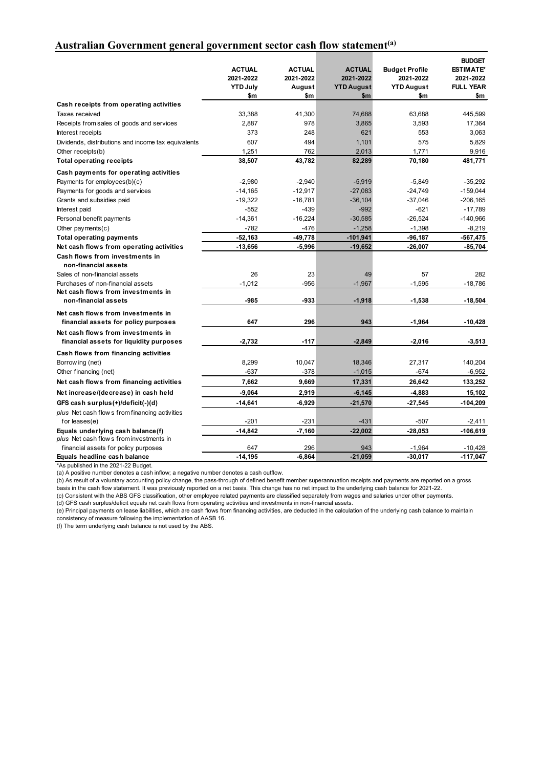## Australian Government general government sector cash flow statement[(a)]

| | ACTUAL 2021-2022 YTD July $m | ACTUAL 2021-2022 August $m | ACTUAL 2021-2022 YTD August $m | Budget Profile 2021-2022 YTD August $m | BUDGET ESTIMATE* 2021-2022 FULL YEAR $m |
|---|---|---|---|---|---|
| **Cash receipts from operating activities** | | | | | |
| Taxes received | 33,388 | 41,300 | 74,688 | 63,688 | 445,599 |
| Receipts from sales of goods and services | 2,887 | 978 | 3,865 | 3,593 | 17,364 |
| Interest receipts | 373 | 248 | 621 | 553 | 3,063 |
| Dividends, distributions and income tax equivalents | 607 | 494 | 1,101 | 575 | 5,829 |
| Other receipts(b) | 1,251 | 762 | 2,013 | 1,771 | 9,916 |
| **Total operating receipts** | **38,507** | **43,782** | **82,289** | **70,180** | **481,771** |
| **Cash payments for operating activities** | | | | | |
| Payments for employees(b)(c) | -2,980 | -2,940 | -5,919 | -5,849 | -35,292 |
| Payments for goods and services | -14,165 | -12,917 | -27,083 | -24,749 | -159,044 |
| Grants and subsidies paid | -19,322 | -16,781 | -36,104 | -37,046 | -206,165 |
| Interest paid | -552 | -439 | -992 | -621 | -17,789 |
| Personal benefit payments | -14,361 | -16,224 | -30,585 | -26,524 | -140,966 |
| Other payments(c) | -782 | -476 | -1,258 | -1,398 | -8,219 |
| **Total operating payments** | **-52,163** | **-49,778** | **-101,941** | **-96,187** | **-567,475** |
| **Net cash flows from operating activities** | **-13,656** | **-5,996** | **-19,652** | **-26,007** | **-85,704** |
| **Cash flows from investments in non-financial assets** | | | | | |
| Sales of non-financial assets | 26 | 23 | 49 | 57 | 282 |
| Purchases of non-financial assets | -1,012 | -956 | -1,967 | -1,595 | -18,786 |
| **Net cash flows from investments in non-financial assets** | **-985** | **-933** | **-1,918** | **-1,538** | **-18,504** |
| **Net cash flows from investments in financial assets for policy purposes** | **647** | **296** | **943** | **-1,964** | **-10,428** |
| **Net cash flows from investments in financial assets for liquidity purposes** | **-2,732** | **-117** | **-2,849** | **-2,016** | **-3,513** |
| **Cash flows from financing activities** | | | | | |
| Borrowing (net) | 8,299 | 10,047 | 18,346 | 27,317 | 140,204 |
| Other financing (net) | -637 | -378 | -1,015 | -674 | -6,952 |
| **Net cash flows from financing activities** | **7,662** | **9,669** | **17,331** | **26,642** | **133,252** |
| **Net increase/(decrease) in cash held** | **-9,064** | **2,919** | **-6,145** | **-4,883** | **15,102** |
| **GFS cash surplus(+)/deficit(-)(d)** | **-14,641** | **-6,929** | **-21,570** | **-27,545** | **-104,209** |
| *plus* Net cash flows from financing activities for leases(e) | -201 | -231 | -431 | -507 | -2,411 |
| **Equals underlying cash balance(f)** | **-14,842** | **-7,160** | **-22,002** | **-28,053** | **-106,619** |
| *plus* Net cash flows from investments in financial assets for policy purposes | 647 | 296 | 943 | -1,964 | -10,428 |
| **Equals headline cash balance** | **-14,195** | **-6,864** | **-21,059** | **-30,017** | **-117,047** |

*As published in the 2021-22 Budget.

(a) A positive number denotes a cash inflow; a negative number denotes a cash outflow.

(b) As result of a voluntary accounting policy change, the pass-through of defined benefit member superannuation receipts and payments are reported on a gross basis in the cash flow statement. It was previously reported on a net basis. This change has no net impact to the underlying cash balance for 2021-22.

(c) Consistent with the ABS GFS classification, other employee related payments are classified separately from wages and salaries under other payments.

(d) GFS cash surplus/deficit equals net cash flows from operating activities and investments in non-financial assets.

(e) Principal payments on lease liabilities, which are cash flows from financing activities, are deducted in the calculation of the underlying cash balance to maintain consistency of measure following the implementation of AASB 16.

(f) The term underlying cash balance is not used by the ABS.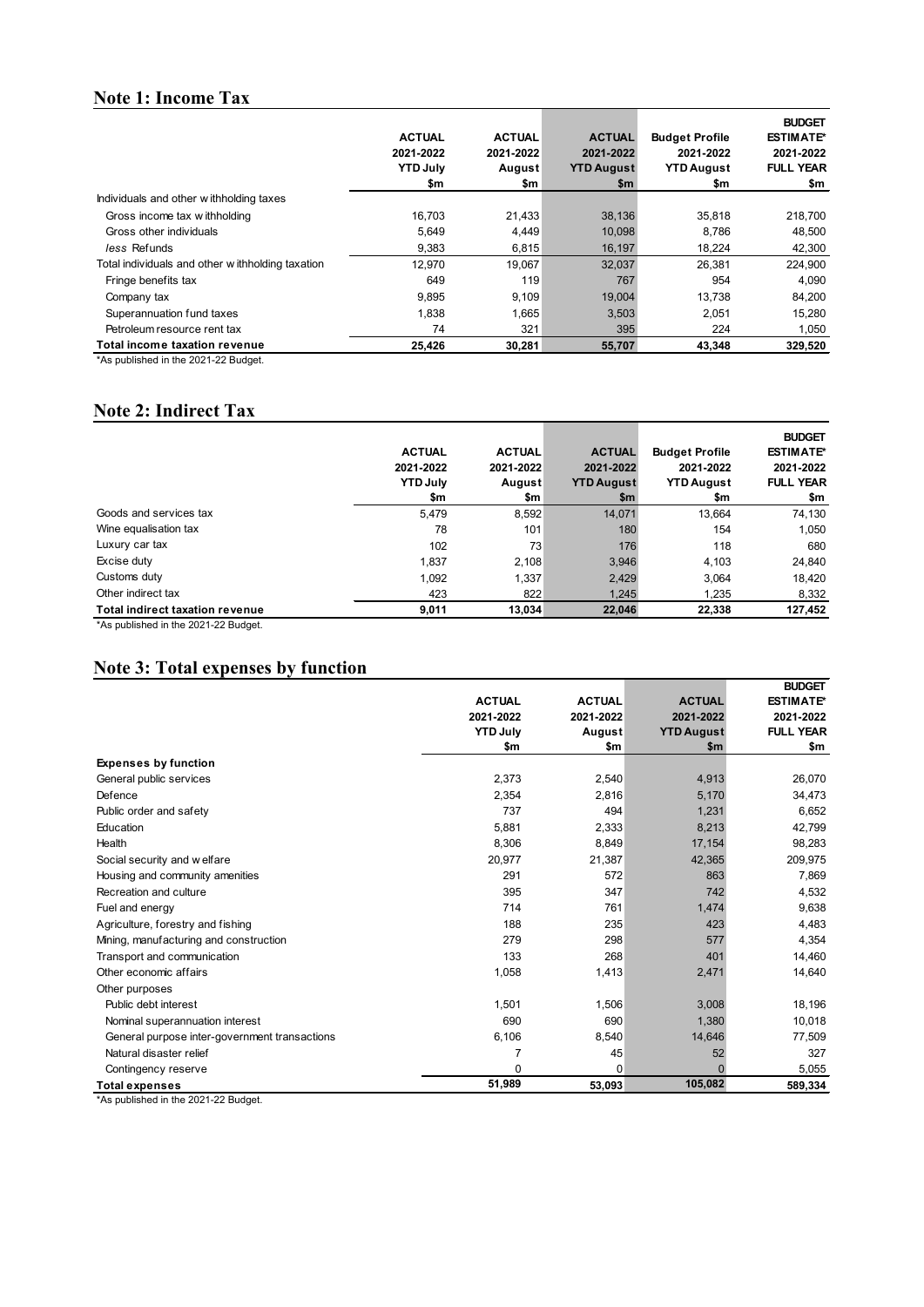## Note 1: Income Tax

| | ACTUAL 2021-2022 YTD July $m | ACTUAL 2021-2022 August $m | ACTUAL 2021-2022 YTD August $m | Budget Profile 2021-2022 YTD August $m | BUDGET ESTIMATE* 2021-2022 FULL YEAR $m |
|---|---|---|---|---|---|
| Individuals and other withholding taxes | | | | | |
| Gross income tax withholding | 16,703 | 21,433 | 38,136 | 35,818 | 218,700 |
| Gross other individuals | 5,649 | 4,449 | 10,098 | 8,786 | 48,500 |
| *less* Refunds | 9,383 | 6,815 | 16,197 | 18,224 | 42,300 |
| Total individuals and other withholding taxation | 12,970 | 19,067 | 32,037 | 26,381 | 224,900 |
| Fringe benefits tax | 649 | 119 | 767 | 954 | 4,090 |
| Company tax | 9,895 | 9,109 | 19,004 | 13,738 | 84,200 |
| Superannuation fund taxes | 1,838 | 1,665 | 3,503 | 2,051 | 15,280 |
| Petroleum resource rent tax | 74 | 321 | 395 | 224 | 1,050 |
| **Total income taxation revenue** | **25,426** | **30,281** | **55,707** | **43,348** | **329,520** |

*As published in the 2021-22 Budget.

## Note 2: Indirect Tax

| | ACTUAL 2021-2022 YTD July $m | ACTUAL 2021-2022 August $m | ACTUAL 2021-2022 YTD August $m | Budget Profile 2021-2022 YTD August $m | BUDGET ESTIMATE* 2021-2022 FULL YEAR $m |
|---|---|---|---|---|---|
| Goods and services tax | 5,479 | 8,592 | 14,071 | 13,664 | 74,130 |
| Wine equalisation tax | 78 | 101 | 180 | 154 | 1,050 |
| Luxury car tax | 102 | 73 | 176 | 118 | 680 |
| Excise duty | 1,837 | 2,108 | 3,946 | 4,103 | 24,840 |
| Customs duty | 1,092 | 1,337 | 2,429 | 3,064 | 18,420 |
| Other indirect tax | 423 | 822 | 1,245 | 1,235 | 8,332 |
| **Total indirect taxation revenue** | **9,011** | **13,034** | **22,046** | **22,338** | **127,452** |

*As published in the 2021-22 Budget.

## Note 3: Total expenses by function

| | ACTUAL 2021-2022 YTD July $m | ACTUAL 2021-2022 August $m | ACTUAL 2021-2022 YTD August $m | BUDGET ESTIMATE* 2021-2022 FULL YEAR $m |
|---|---|---|---|---|
| **Expenses by function** | | | | |
| General public services | 2,373 | 2,540 | 4,913 | 26,070 |
| Defence | 2,354 | 2,816 | 5,170 | 34,473 |
| Public order and safety | 737 | 494 | 1,231 | 6,652 |
| Education | 5,881 | 2,333 | 8,213 | 42,799 |
| Health | 8,306 | 8,849 | 17,154 | 98,283 |
| Social security and welfare | 20,977 | 21,387 | 42,365 | 209,975 |
| Housing and community amenities | 291 | 572 | 863 | 7,869 |
| Recreation and culture | 395 | 347 | 742 | 4,532 |
| Fuel and energy | 714 | 761 | 1,474 | 9,638 |
| Agriculture, forestry and fishing | 188 | 235 | 423 | 4,483 |
| Mining, manufacturing and construction | 279 | 298 | 577 | 4,354 |
| Transport and communication | 133 | 268 | 401 | 14,460 |
| Other economic affairs | 1,058 | 1,413 | 2,471 | 14,640 |
| Other purposes | | | | |
| Public debt interest | 1,501 | 1,506 | 3,008 | 18,196 |
| Nominal superannuation interest | 690 | 690 | 1,380 | 10,018 |
| General purpose inter-government transactions | 6,106 | 8,540 | 14,646 | 77,509 |
| Natural disaster relief | 7 | 45 | 52 | 327 |
| Contingency reserve | 0 | 0 | 0 | 5,055 |
| **Total expenses** | **51,989** | **53,093** | **105,082** | **589,334** |

*As published in the 2021-22 Budget.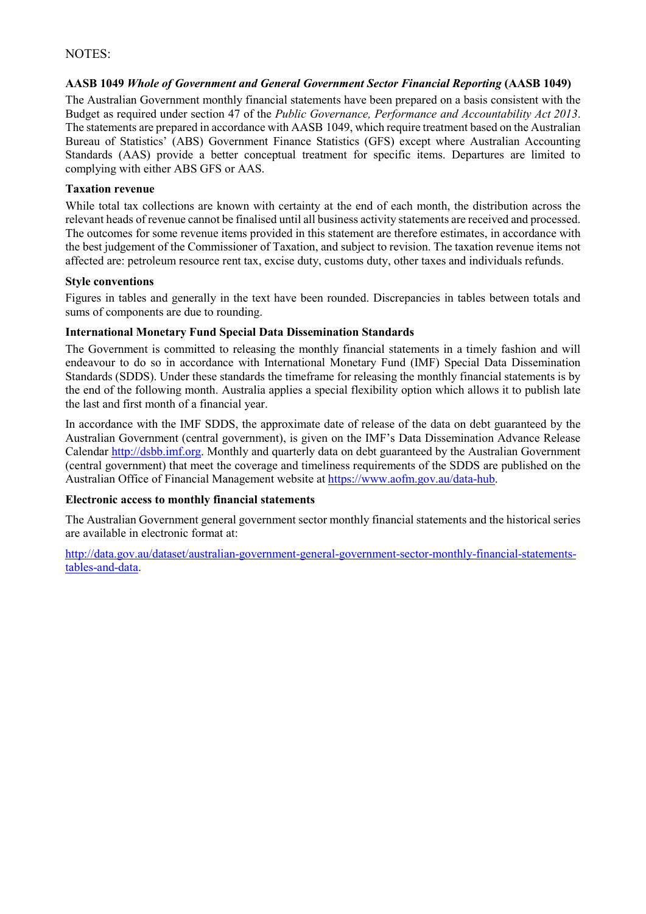NOTES:

**AASB 1049 *Whole of Government and General Government Sector Financial Reporting* (AASB 1049)**

The Australian Government monthly financial statements have been prepared on a basis consistent with the Budget as required under section 47 of the *Public Governance, Performance and Accountability Act 2013*. The statements are prepared in accordance with AASB 1049, which require treatment based on the Australian Bureau of Statistics' (ABS) Government Finance Statistics (GFS) except where Australian Accounting Standards (AAS) provide a better conceptual treatment for specific items. Departures are limited to complying with either ABS GFS or AAS.

**Taxation revenue**

While total tax collections are known with certainty at the end of each month, the distribution across the relevant heads of revenue cannot be finalised until all business activity statements are received and processed. The outcomes for some revenue items provided in this statement are therefore estimates, in accordance with the best judgement of the Commissioner of Taxation, and subject to revision. The taxation revenue items not affected are: petroleum resource rent tax, excise duty, customs duty, other taxes and individuals refunds.

**Style conventions**

Figures in tables and generally in the text have been rounded. Discrepancies in tables between totals and sums of components are due to rounding.

**International Monetary Fund Special Data Dissemination Standards**

The Government is committed to releasing the monthly financial statements in a timely fashion and will endeavour to do so in accordance with International Monetary Fund (IMF) Special Data Dissemination Standards (SDDS). Under these standards the timeframe for releasing the monthly financial statements is by the end of the following month. Australia applies a special flexibility option which allows it to publish late the last and first month of a financial year.

In accordance with the IMF SDDS, the approximate date of release of the data on debt guaranteed by the Australian Government (central government), is given on the IMF's Data Dissemination Advance Release Calendar [http://dsbb.imf.org](http://dsbb.imf.org). Monthly and quarterly data on debt guaranteed by the Australian Government (central government) that meet the coverage and timeliness requirements of the SDDS are published on the Australian Office of Financial Management website at [https://www.aofm.gov.au/data-hub](https://www.aofm.gov.au/data-hub).

**Electronic access to monthly financial statements**

The Australian Government general government sector monthly financial statements and the historical series are available in electronic format at:

[http://data.gov.au/dataset/australian-government-general-government-sector-monthly-financial-statements-tables-and-data](http://data.gov.au/dataset/australian-government-general-government-sector-monthly-financial-statements-tables-and-data).